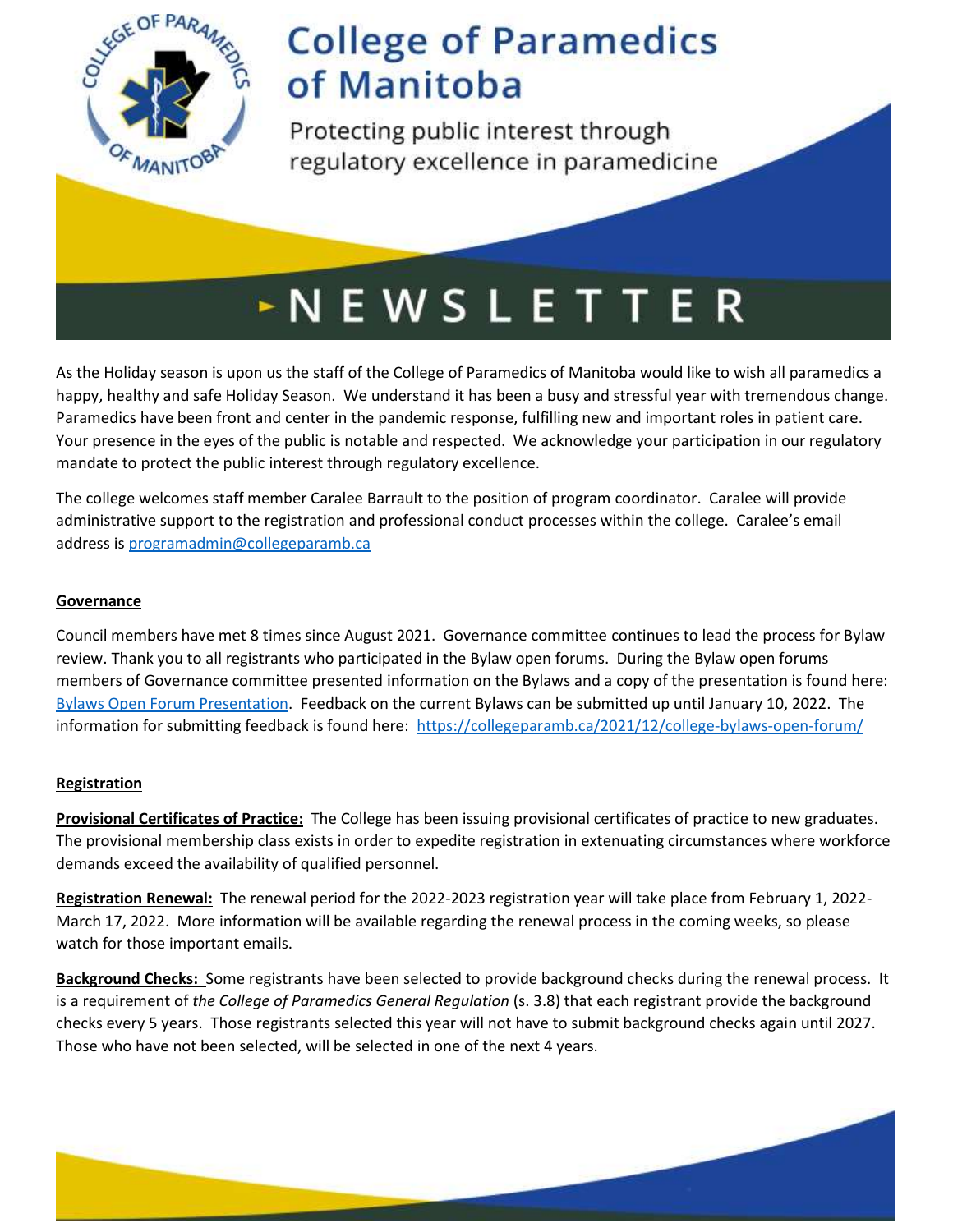# College of Paramedics of Manitoba

Protecting public interest through regulatory excellence in paramedicine

# NEWSLETTER

As the Holiday season is upon us the staff of the College of Paramedics of Manitoba would like to wish all paramedics a happy, healthy and safe Holiday Season. We understand it has been a busy and stressful year with tremendous change. Paramedics have been front and center in the pandemic response, fulfilling new and important roles in patient care. Your presence in the eyes of the public is notable and respected. We acknowledge your participation in our regulatory mandate to protect the public interest through regulatory excellence.

The college welcomes staff member Caralee Barrault to the position of program coordinator. Caralee will provide administrative support to the registration and professional conduct processes within the college. Caralee's email address is [programadmin@collegeparamb.ca](mailto:programadmin@collegeparamb.ca)

## Governance

Council members have met 8 times since August 2021. Governance committee continues to lead the process for Bylaw review. Thank you to all registrants who participated in the Bylaw open forums. During the Bylaw open forums members of Governance committee presented information on the Bylaws and a copy of the presentation is found here: Bylaws Open Forum Presentation. Feedback on the current Bylaws can be submitted up until January 10, 2022. The information for submitting feedback is found here: https://collegeparamb.ca/2021/12/college-bylaws-open-forum/

## Registration

**Provisional Certificates of Practice:** The College has been issuing provisional certificates of practice to new graduates. The provisional membership class exists in order to expedite registration in extenuating circumstances where workforce demands exceed the availability of qualified personnel.

**Registration Renewal:** The renewal period for the 2022-2023 registration year will take place from February 1, 2022-March 17, 2022. More information will be available regarding the renewal process in the coming weeks, so please watch for those important emails.

**Background Checks:** Some registrants have been selected to provide background checks during the renewal process. It is a requirement of *the College of Paramedics General Regulation* (s. 3.8) that each registrant provide the background checks every 5 years. Those registrants selected this year will not have to submit background checks again until 2027. Those who have not been selected, will be selected in one of the next 4 years.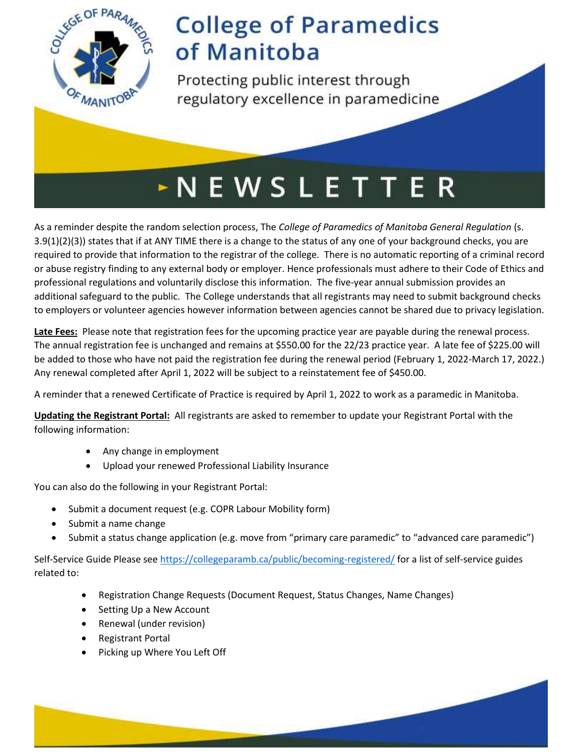# College of Paramedics of Manitoba

Protecting public interest through regulatory excellence in paramedicine

# NEWSLETTER

As a reminder despite the random selection process, The *College of Paramedics of Manitoba General Regulation* (s. 3.9(1)(2)(3)) states that if at ANY TIME there is a change to the status of any one of your background checks, you are required to provide that information to the registrar of the college. There is no automatic reporting of a criminal record or abuse registry finding to any external body or employer. Hence professionals must adhere to their Code of Ethics and professional regulations and voluntarily disclose this information. The five-year annual submission provides an additional safeguard to the public. The College understands that all registrants may need to submit background checks to employers or volunteer agencies however information between agencies cannot be shared due to privacy legislation.

**Late Fees:** Please note that registration fees for the upcoming practice year are payable during the renewal process. The annual registration fee is unchanged and remains at $550.00 for the 22/23 practice year. A late fee of $225.00 will be added to those who have not paid the registration fee during the renewal period (February 1, 2022-March 17, 2022.) Any renewal completed after April 1, 2022 will be subject to a reinstatement fee of $450.00.

A reminder that a renewed Certificate of Practice is required by April 1, 2022 to work as a paramedic in Manitoba.

**Updating the Registrant Portal:** All registrants are asked to remember to update your Registrant Portal with the following information:

- Any change in employment
- Upload your renewed Professional Liability Insurance

You can also do the following in your Registrant Portal:

- Submit a document request (e.g. COPR Labour Mobility form)
- Submit a name change
- Submit a status change application (e.g. move from "primary care paramedic" to "advanced care paramedic")

Self-Service Guide Please see https://collegeparamb.ca/public/becoming-registered/ for a list of self-service guides related to:

- Registration Change Requests (Document Request, Status Changes, Name Changes)
- Setting Up a New Account
- Renewal (under revision)
- Registrant Portal
- Picking up Where You Left Off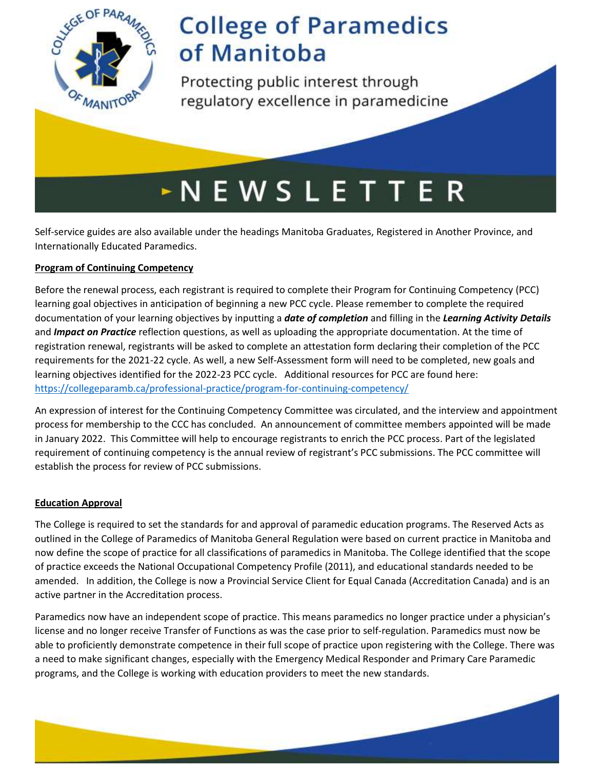Self-service guides are also available under the headings Manitoba Graduates, Registered in Another Province, and Internationally Educated Paramedics.

**Program of Continuing Competency**

Before the renewal process, each registrant is required to complete their Program for Continuing Competency (PCC) learning goal objectives in anticipation of beginning a new PCC cycle. Please remember to complete the required documentation of your learning objectives by inputting a ***date of completion*** and filling in the ***Learning Activity Details*** and ***Impact on Practice*** reflection questions, as well as uploading the appropriate documentation. At the time of registration renewal, registrants will be asked to complete an attestation form declaring their completion of the PCC requirements for the 2021-22 cycle. As well, a new Self-Assessment form will need to be completed, new goals and learning objectives identified for the 2022-23 PCC cycle. Additional resources for PCC are found here: https://collegeparamb.ca/professional-practice/program-for-continuing-competency/

An expression of interest for the Continuing Competency Committee was circulated, and the interview and appointment process for membership to the CCC has concluded. An announcement of committee members appointed will be made in January 2022. This Committee will help to encourage registrants to enrich the PCC process. Part of the legislated requirement of continuing competency is the annual review of registrant's PCC submissions. The PCC committee will establish the process for review of PCC submissions.

**Education Approval**

The College is required to set the standards for and approval of paramedic education programs. The Reserved Acts as outlined in the College of Paramedics of Manitoba General Regulation were based on current practice in Manitoba and now define the scope of practice for all classifications of paramedics in Manitoba. The College identified that the scope of practice exceeds the National Occupational Competency Profile (2011), and educational standards needed to be amended. In addition, the College is now a Provincial Service Client for Equal Canada (Accreditation Canada) and is an active partner in the Accreditation process.

Paramedics now have an independent scope of practice. This means paramedics no longer practice under a physician's license and no longer receive Transfer of Functions as was the case prior to self-regulation. Paramedics must now be able to proficiently demonstrate competence in their full scope of practice upon registering with the College. There was a need to make significant changes, especially with the Emergency Medical Responder and Primary Care Paramedic programs, and the College is working with education providers to meet the new standards.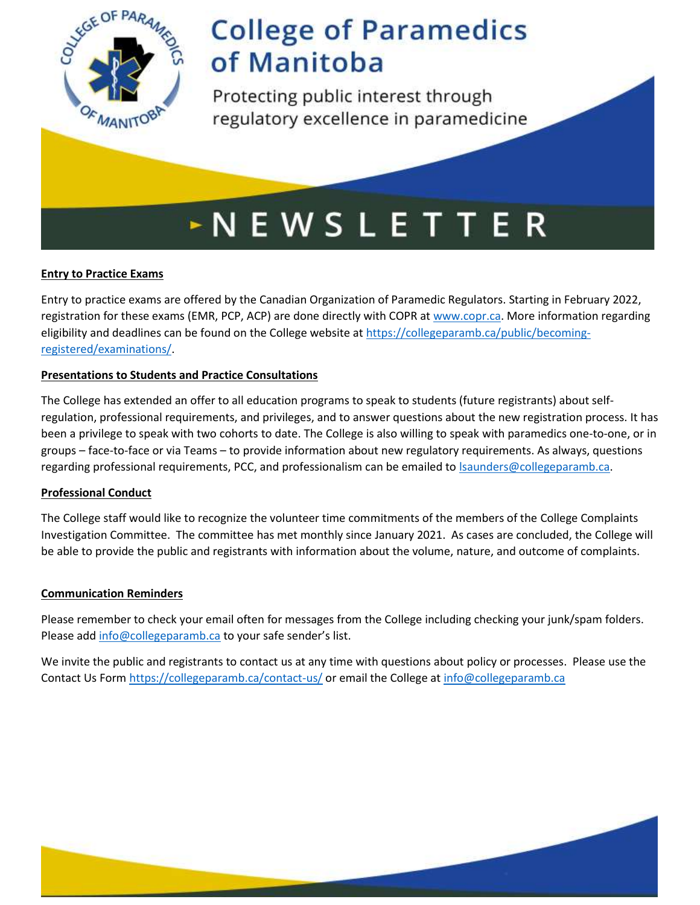# College of Paramedics of Manitoba

Protecting public interest through regulatory excellence in paramedicine

# NEWSLETTER

## Entry to Practice Exams

Entry to practice exams are offered by the Canadian Organization of Paramedic Regulators. Starting in February 2022, registration for these exams (EMR, PCP, ACP) are done directly with COPR at www.copr.ca. More information regarding eligibility and deadlines can be found on the College website at https://collegeparamb.ca/public/becoming-registered/examinations/.

## Presentations to Students and Practice Consultations

The College has extended an offer to all education programs to speak to students (future registrants) about self-regulation, professional requirements, and privileges, and to answer questions about the new registration process. It has been a privilege to speak with two cohorts to date. The College is also willing to speak with paramedics one-to-one, or in groups – face-to-face or via Teams – to provide information about new regulatory requirements. As always, questions regarding professional requirements, PCC, and professionalism can be emailed to lsaunders@collegeparamb.ca.

## Professional Conduct

The College staff would like to recognize the volunteer time commitments of the members of the College Complaints Investigation Committee. The committee has met monthly since January 2021. As cases are concluded, the College will be able to provide the public and registrants with information about the volume, nature, and outcome of complaints.

## Communication Reminders

Please remember to check your email often for messages from the College including checking your junk/spam folders. Please add info@collegeparamb.ca to your safe sender's list.

We invite the public and registrants to contact us at any time with questions about policy or processes. Please use the Contact Us Form https://collegeparamb.ca/contact-us/ or email the College at info@collegeparamb.ca